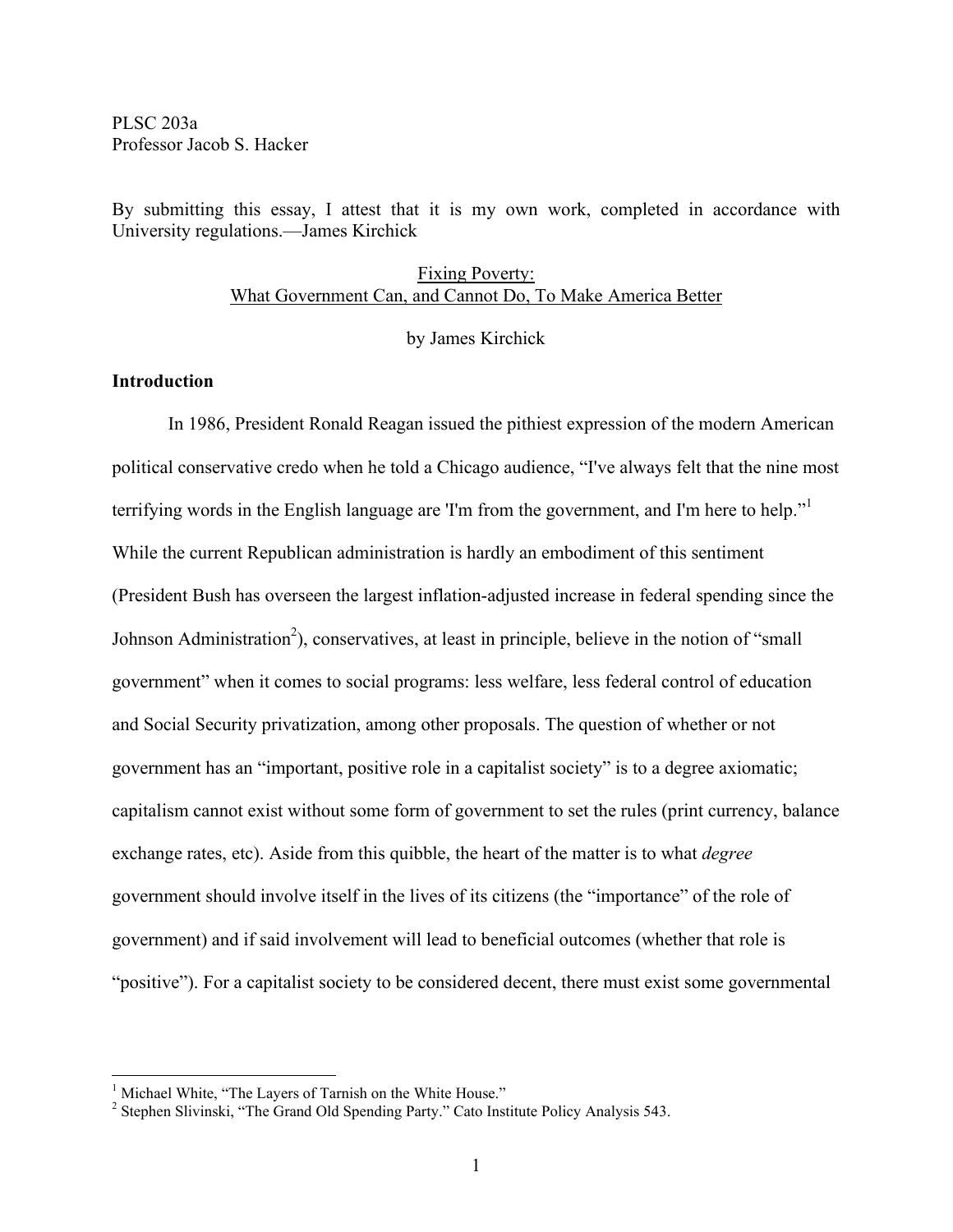PLSC 203a
Professor Jacob S. Hacker

By submitting this essay, I attest that it is my own work, completed in accordance with University regulations.—James Kirchick

# Fixing Poverty: What Government Can, and Cannot Do, To Make America Better

by James Kirchick

## Introduction

In 1986, President Ronald Reagan issued the pithiest expression of the modern American political conservative credo when he told a Chicago audience, "I've always felt that the nine most terrifying words in the English language are 'I'm from the government, and I'm here to help."[1] While the current Republican administration is hardly an embodiment of this sentiment (President Bush has overseen the largest inflation-adjusted increase in federal spending since the Johnson Administration[2]), conservatives, at least in principle, believe in the notion of "small government" when it comes to social programs: less welfare, less federal control of education and Social Security privatization, among other proposals. The question of whether or not government has an "important, positive role in a capitalist society" is to a degree axiomatic; capitalism cannot exist without some form of government to set the rules (print currency, balance exchange rates, etc). Aside from this quibble, the heart of the matter is to what *degree* government should involve itself in the lives of its citizens (the "importance" of the role of government) and if said involvement will lead to beneficial outcomes (whether that role is "positive"). For a capitalist society to be considered decent, there must exist some governmental

[1] Michael White, "The Layers of Tarnish on the White House."

[2] Stephen Slivinski, "The Grand Old Spending Party." Cato Institute Policy Analysis 543.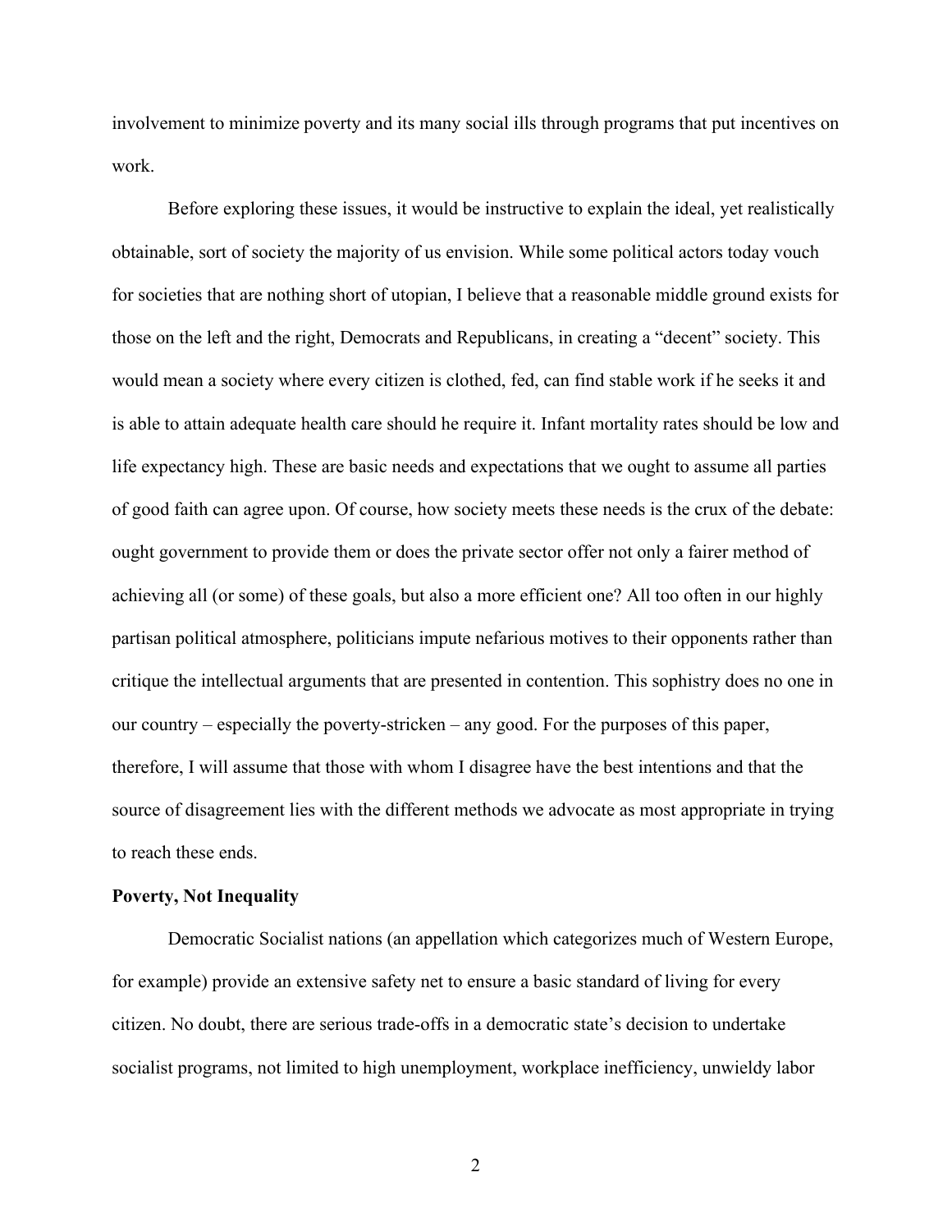involvement to minimize poverty and its many social ills through programs that put incentives on work.

Before exploring these issues, it would be instructive to explain the ideal, yet realistically obtainable, sort of society the majority of us envision. While some political actors today vouch for societies that are nothing short of utopian, I believe that a reasonable middle ground exists for those on the left and the right, Democrats and Republicans, in creating a "decent" society. This would mean a society where every citizen is clothed, fed, can find stable work if he seeks it and is able to attain adequate health care should he require it. Infant mortality rates should be low and life expectancy high. These are basic needs and expectations that we ought to assume all parties of good faith can agree upon. Of course, how society meets these needs is the crux of the debate: ought government to provide them or does the private sector offer not only a fairer method of achieving all (or some) of these goals, but also a more efficient one? All too often in our highly partisan political atmosphere, politicians impute nefarious motives to their opponents rather than critique the intellectual arguments that are presented in contention. This sophistry does no one in our country – especially the poverty-stricken – any good. For the purposes of this paper, therefore, I will assume that those with whom I disagree have the best intentions and that the source of disagreement lies with the different methods we advocate as most appropriate in trying to reach these ends.

**Poverty, Not Inequality**

Democratic Socialist nations (an appellation which categorizes much of Western Europe, for example) provide an extensive safety net to ensure a basic standard of living for every citizen. No doubt, there are serious trade-offs in a democratic state's decision to undertake socialist programs, not limited to high unemployment, workplace inefficiency, unwieldy labor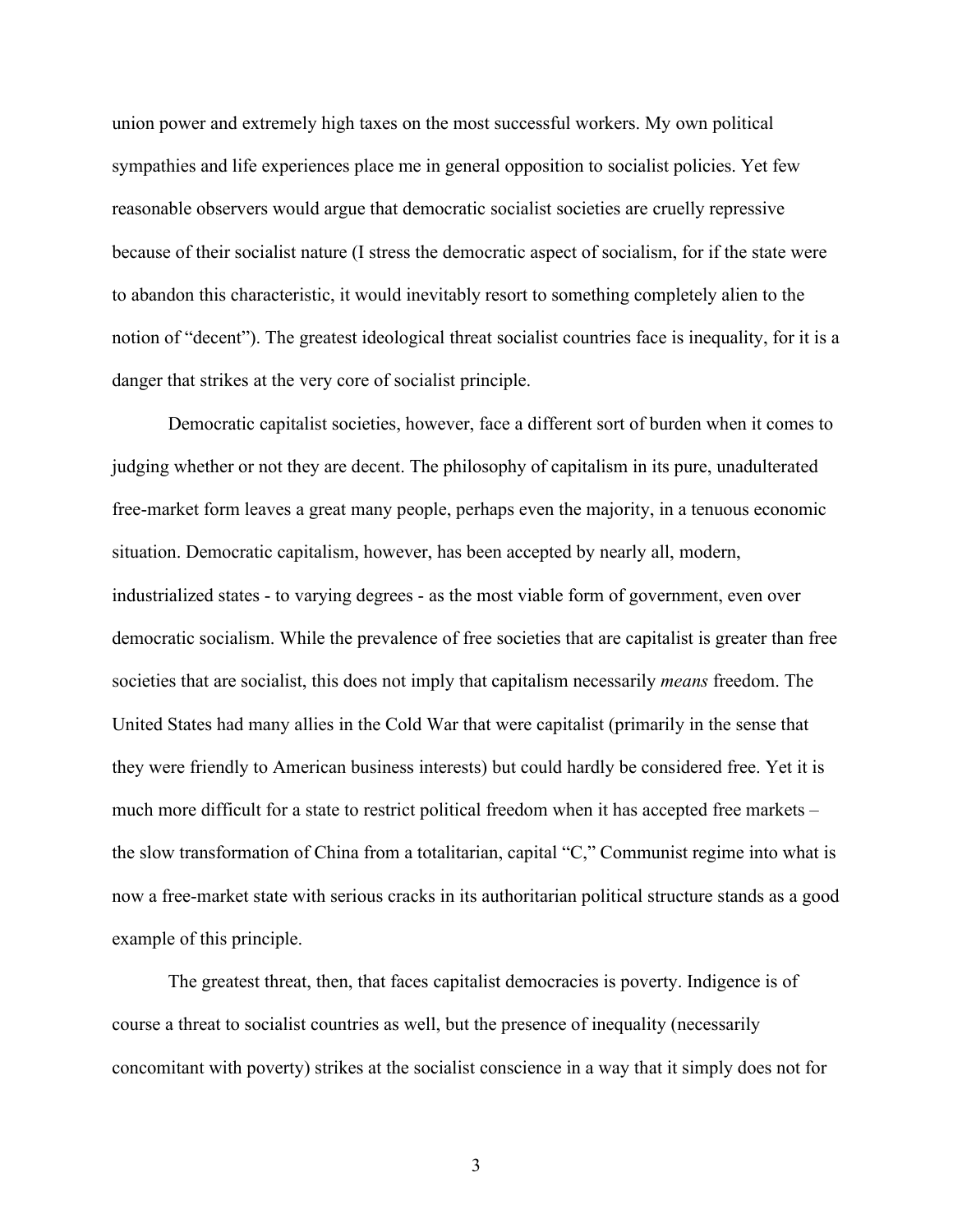union power and extremely high taxes on the most successful workers. My own political sympathies and life experiences place me in general opposition to socialist policies. Yet few reasonable observers would argue that democratic socialist societies are cruelly repressive because of their socialist nature (I stress the democratic aspect of socialism, for if the state were to abandon this characteristic, it would inevitably resort to something completely alien to the notion of "decent"). The greatest ideological threat socialist countries face is inequality, for it is a danger that strikes at the very core of socialist principle.

Democratic capitalist societies, however, face a different sort of burden when it comes to judging whether or not they are decent. The philosophy of capitalism in its pure, unadulterated free-market form leaves a great many people, perhaps even the majority, in a tenuous economic situation. Democratic capitalism, however, has been accepted by nearly all, modern, industrialized states - to varying degrees - as the most viable form of government, even over democratic socialism. While the prevalence of free societies that are capitalist is greater than free societies that are socialist, this does not imply that capitalism necessarily *means* freedom. The United States had many allies in the Cold War that were capitalist (primarily in the sense that they were friendly to American business interests) but could hardly be considered free. Yet it is much more difficult for a state to restrict political freedom when it has accepted free markets – the slow transformation of China from a totalitarian, capital "C," Communist regime into what is now a free-market state with serious cracks in its authoritarian political structure stands as a good example of this principle.

The greatest threat, then, that faces capitalist democracies is poverty. Indigence is of course a threat to socialist countries as well, but the presence of inequality (necessarily concomitant with poverty) strikes at the socialist conscience in a way that it simply does not for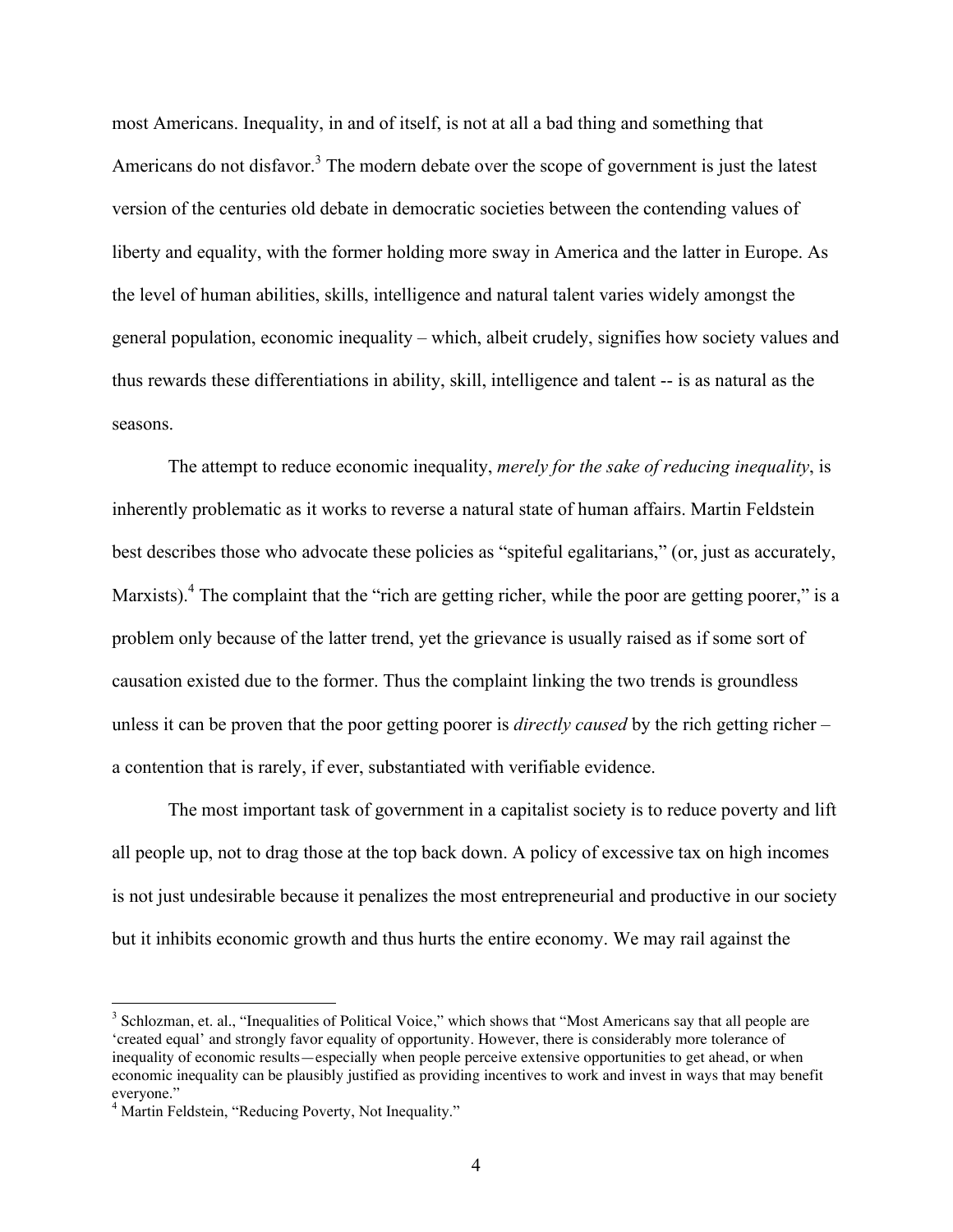most Americans. Inequality, in and of itself, is not at all a bad thing and something that Americans do not disfavor.[3] The modern debate over the scope of government is just the latest version of the centuries old debate in democratic societies between the contending values of liberty and equality, with the former holding more sway in America and the latter in Europe. As the level of human abilities, skills, intelligence and natural talent varies widely amongst the general population, economic inequality – which, albeit crudely, signifies how society values and thus rewards these differentiations in ability, skill, intelligence and talent -- is as natural as the seasons.

The attempt to reduce economic inequality, *merely for the sake of reducing inequality*, is inherently problematic as it works to reverse a natural state of human affairs. Martin Feldstein best describes those who advocate these policies as "spiteful egalitarians," (or, just as accurately, Marxists).[4] The complaint that the "rich are getting richer, while the poor are getting poorer," is a problem only because of the latter trend, yet the grievance is usually raised as if some sort of causation existed due to the former. Thus the complaint linking the two trends is groundless unless it can be proven that the poor getting poorer is *directly caused* by the rich getting richer – a contention that is rarely, if ever, substantiated with verifiable evidence.

The most important task of government in a capitalist society is to reduce poverty and lift all people up, not to drag those at the top back down. A policy of excessive tax on high incomes is not just undesirable because it penalizes the most entrepreneurial and productive in our society but it inhibits economic growth and thus hurts the entire economy. We may rail against the

---

[3] Schlozman, et. al., "Inequalities of Political Voice," which shows that "Most Americans say that all people are 'created equal' and strongly favor equality of opportunity. However, there is considerably more tolerance of inequality of economic results—especially when people perceive extensive opportunities to get ahead, or when economic inequality can be plausibly justified as providing incentives to work and invest in ways that may benefit everyone."

[4] Martin Feldstein, "Reducing Poverty, Not Inequality."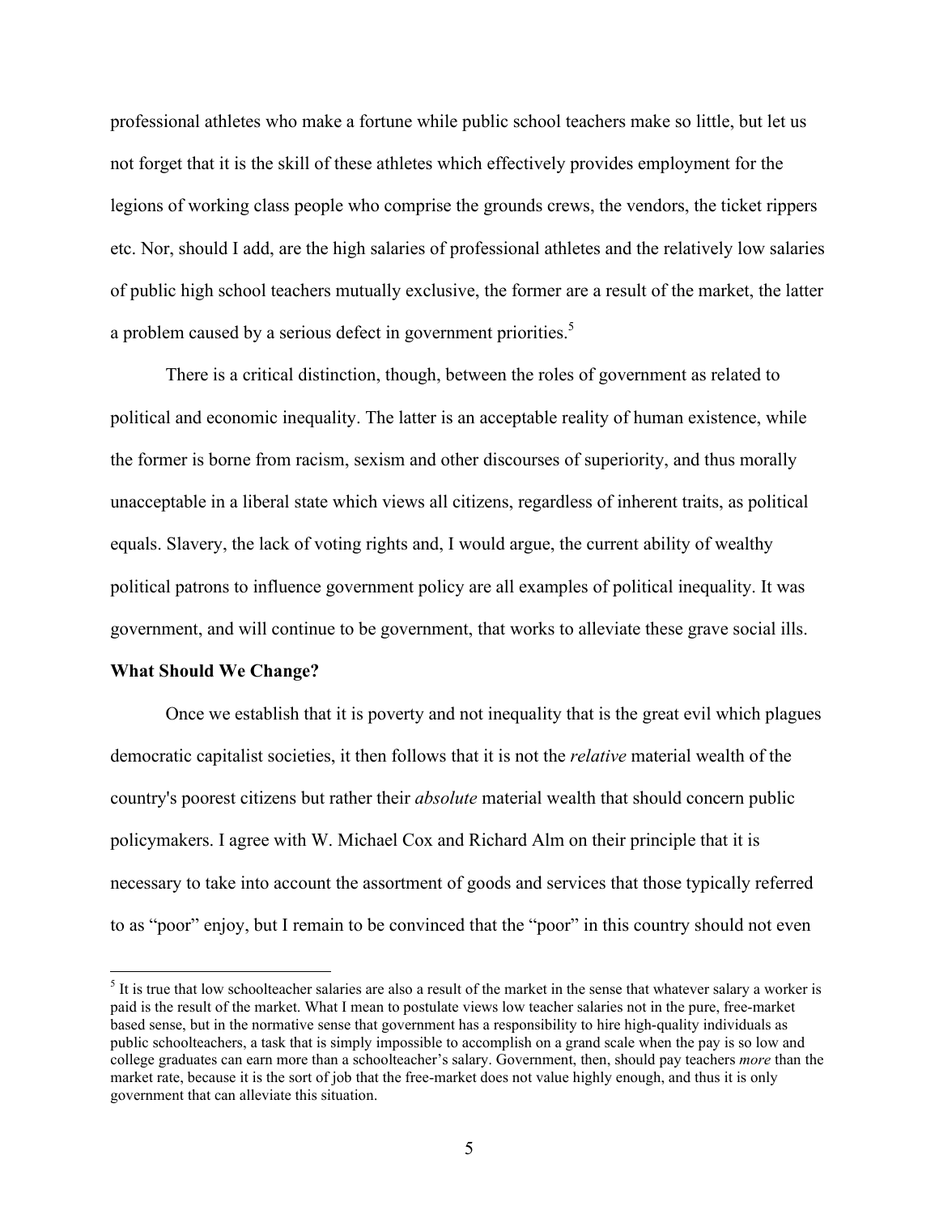professional athletes who make a fortune while public school teachers make so little, but let us not forget that it is the skill of these athletes which effectively provides employment for the legions of working class people who comprise the grounds crews, the vendors, the ticket rippers etc. Nor, should I add, are the high salaries of professional athletes and the relatively low salaries of public high school teachers mutually exclusive, the former are a result of the market, the latter a problem caused by a serious defect in government priorities.[5]

There is a critical distinction, though, between the roles of government as related to political and economic inequality. The latter is an acceptable reality of human existence, while the former is borne from racism, sexism and other discourses of superiority, and thus morally unacceptable in a liberal state which views all citizens, regardless of inherent traits, as political equals. Slavery, the lack of voting rights and, I would argue, the current ability of wealthy political patrons to influence government policy are all examples of political inequality. It was government, and will continue to be government, that works to alleviate these grave social ills.

**What Should We Change?**

Once we establish that it is poverty and not inequality that is the great evil which plagues democratic capitalist societies, it then follows that it is not the *relative* material wealth of the country's poorest citizens but rather their *absolute* material wealth that should concern public policymakers. I agree with W. Michael Cox and Richard Alm on their principle that it is necessary to take into account the assortment of goods and services that those typically referred to as "poor" enjoy, but I remain to be convinced that the "poor" in this country should not even

---

[5] It is true that low schoolteacher salaries are also a result of the market in the sense that whatever salary a worker is paid is the result of the market. What I mean to postulate views low teacher salaries not in the pure, free-market based sense, but in the normative sense that government has a responsibility to hire high-quality individuals as public schoolteachers, a task that is simply impossible to accomplish on a grand scale when the pay is so low and college graduates can earn more than a schoolteacher's salary. Government, then, should pay teachers *more* than the market rate, because it is the sort of job that the free-market does not value highly enough, and thus it is only government that can alleviate this situation.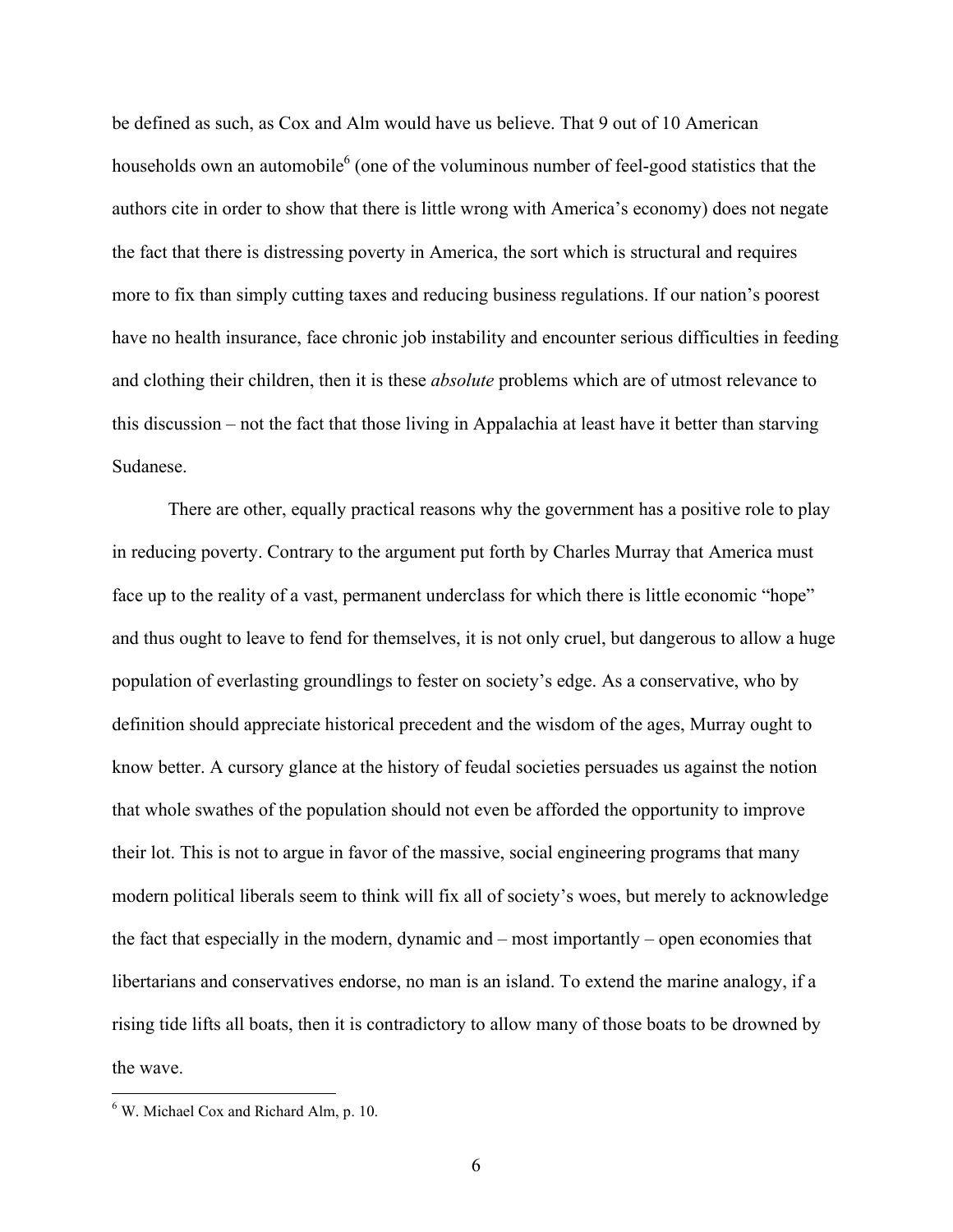be defined as such, as Cox and Alm would have us believe. That 9 out of 10 American households own an automobile[6] (one of the voluminous number of feel-good statistics that the authors cite in order to show that there is little wrong with America's economy) does not negate the fact that there is distressing poverty in America, the sort which is structural and requires more to fix than simply cutting taxes and reducing business regulations. If our nation's poorest have no health insurance, face chronic job instability and encounter serious difficulties in feeding and clothing their children, then it is these *absolute* problems which are of utmost relevance to this discussion – not the fact that those living in Appalachia at least have it better than starving Sudanese.

There are other, equally practical reasons why the government has a positive role to play in reducing poverty. Contrary to the argument put forth by Charles Murray that America must face up to the reality of a vast, permanent underclass for which there is little economic "hope" and thus ought to leave to fend for themselves, it is not only cruel, but dangerous to allow a huge population of everlasting groundlings to fester on society's edge. As a conservative, who by definition should appreciate historical precedent and the wisdom of the ages, Murray ought to know better. A cursory glance at the history of feudal societies persuades us against the notion that whole swathes of the population should not even be afforded the opportunity to improve their lot. This is not to argue in favor of the massive, social engineering programs that many modern political liberals seem to think will fix all of society's woes, but merely to acknowledge the fact that especially in the modern, dynamic and – most importantly – open economies that libertarians and conservatives endorse, no man is an island. To extend the marine analogy, if a rising tide lifts all boats, then it is contradictory to allow many of those boats to be drowned by the wave.

---

[6] W. Michael Cox and Richard Alm, p. 10.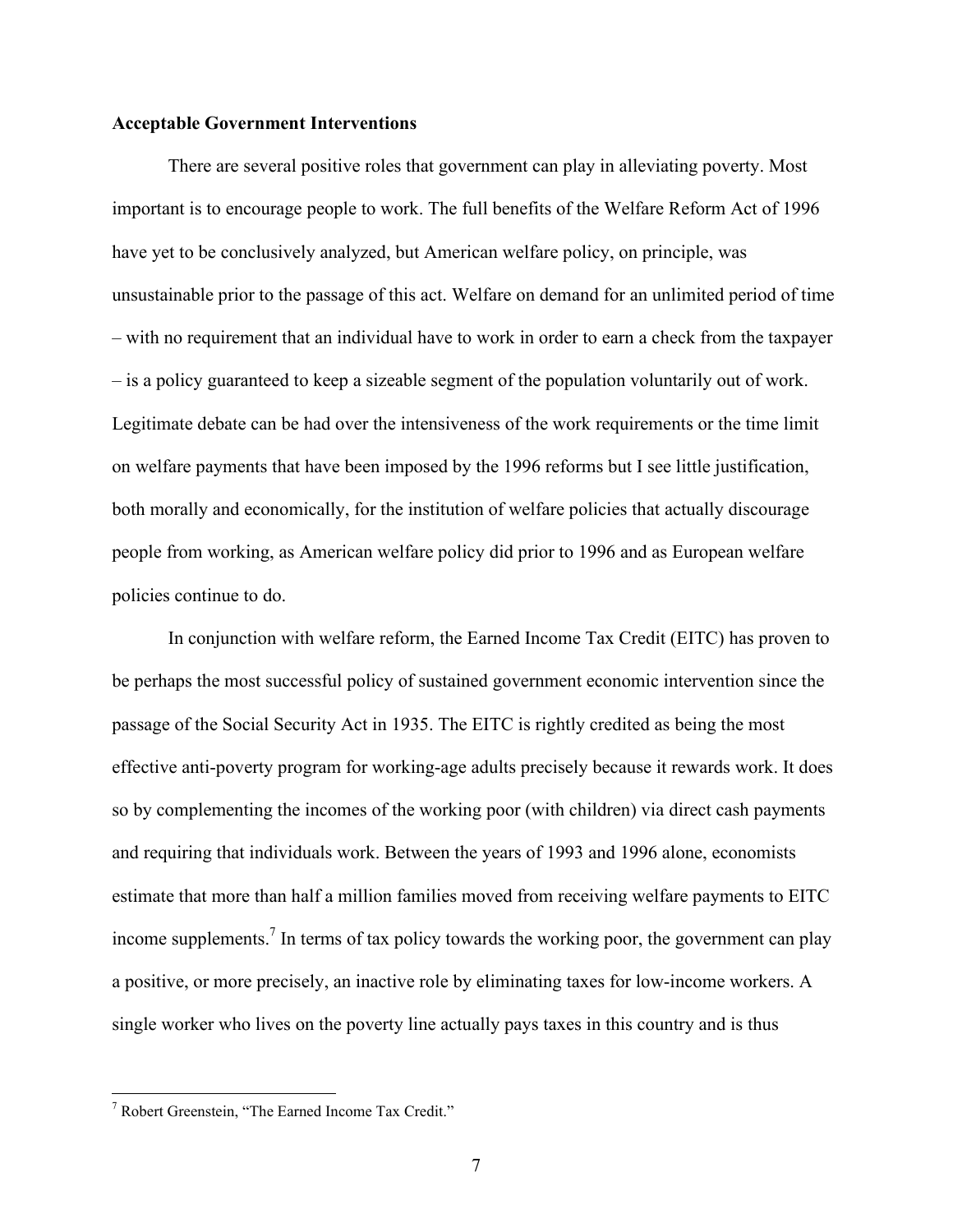**Acceptable Government Interventions**

There are several positive roles that government can play in alleviating poverty. Most important is to encourage people to work. The full benefits of the Welfare Reform Act of 1996 have yet to be conclusively analyzed, but American welfare policy, on principle, was unsustainable prior to the passage of this act. Welfare on demand for an unlimited period of time – with no requirement that an individual have to work in order to earn a check from the taxpayer – is a policy guaranteed to keep a sizeable segment of the population voluntarily out of work. Legitimate debate can be had over the intensiveness of the work requirements or the time limit on welfare payments that have been imposed by the 1996 reforms but I see little justification, both morally and economically, for the institution of welfare policies that actually discourage people from working, as American welfare policy did prior to 1996 and as European welfare policies continue to do.

In conjunction with welfare reform, the Earned Income Tax Credit (EITC) has proven to be perhaps the most successful policy of sustained government economic intervention since the passage of the Social Security Act in 1935. The EITC is rightly credited as being the most effective anti-poverty program for working-age adults precisely because it rewards work. It does so by complementing the incomes of the working poor (with children) via direct cash payments and requiring that individuals work. Between the years of 1993 and 1996 alone, economists estimate that more than half a million families moved from receiving welfare payments to EITC income supplements.[7] In terms of tax policy towards the working poor, the government can play a positive, or more precisely, an inactive role by eliminating taxes for low-income workers. A single worker who lives on the poverty line actually pays taxes in this country and is thus

[7] Robert Greenstein, "The Earned Income Tax Credit."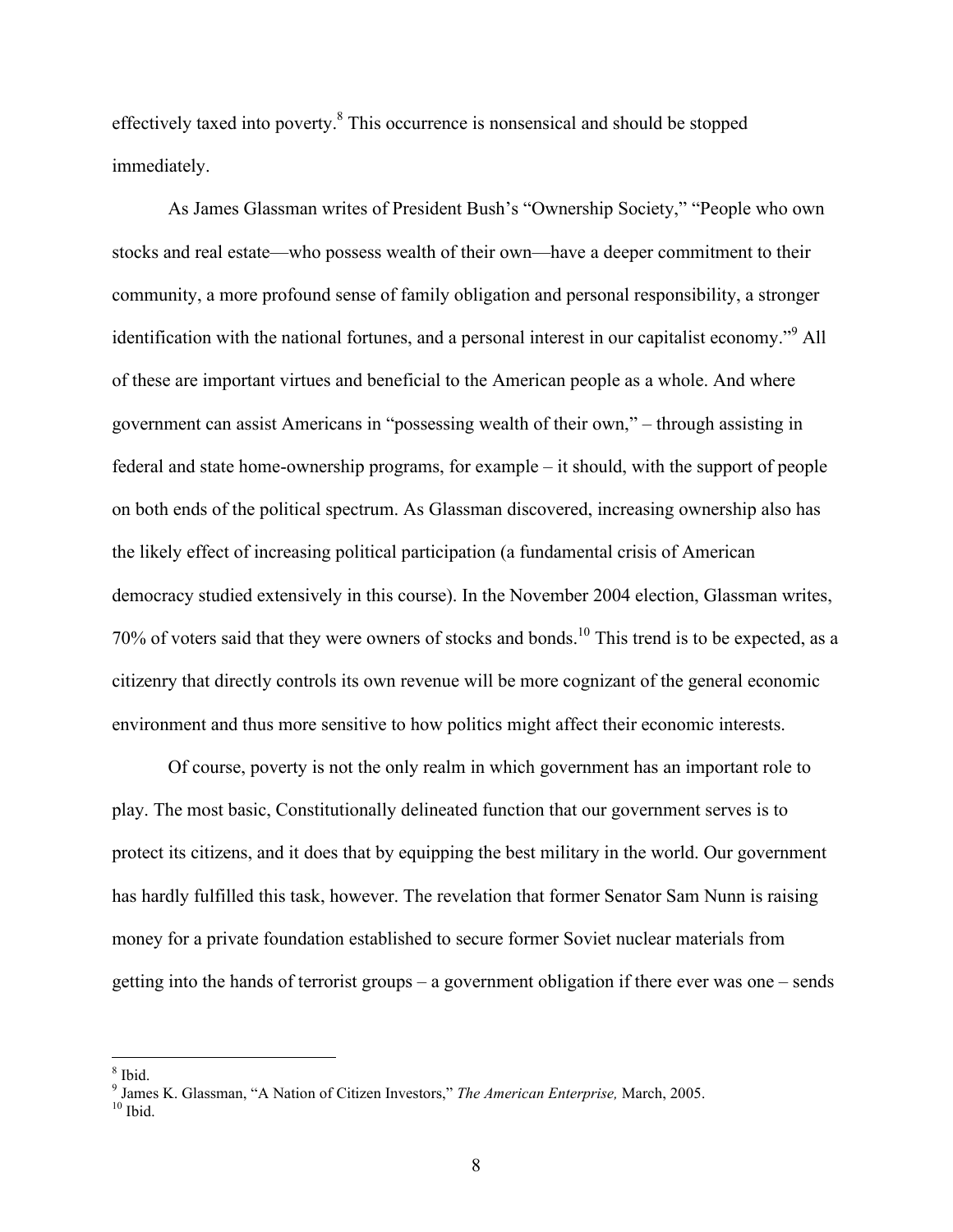effectively taxed into poverty.[8] This occurrence is nonsensical and should be stopped immediately.

As James Glassman writes of President Bush's "Ownership Society," "People who own stocks and real estate—who possess wealth of their own—have a deeper commitment to their community, a more profound sense of family obligation and personal responsibility, a stronger identification with the national fortunes, and a personal interest in our capitalist economy."[9] All of these are important virtues and beneficial to the American people as a whole. And where government can assist Americans in "possessing wealth of their own," – through assisting in federal and state home-ownership programs, for example – it should, with the support of people on both ends of the political spectrum. As Glassman discovered, increasing ownership also has the likely effect of increasing political participation (a fundamental crisis of American democracy studied extensively in this course). In the November 2004 election, Glassman writes, 70% of voters said that they were owners of stocks and bonds.[10] This trend is to be expected, as a citizenry that directly controls its own revenue will be more cognizant of the general economic environment and thus more sensitive to how politics might affect their economic interests.

Of course, poverty is not the only realm in which government has an important role to play. The most basic, Constitutionally delineated function that our government serves is to protect its citizens, and it does that by equipping the best military in the world. Our government has hardly fulfilled this task, however. The revelation that former Senator Sam Nunn is raising money for a private foundation established to secure former Soviet nuclear materials from getting into the hands of terrorist groups – a government obligation if there ever was one – sends

---

[8] Ibid.

[9] James K. Glassman, "A Nation of Citizen Investors," *The American Enterprise,* March, 2005.

[10] Ibid.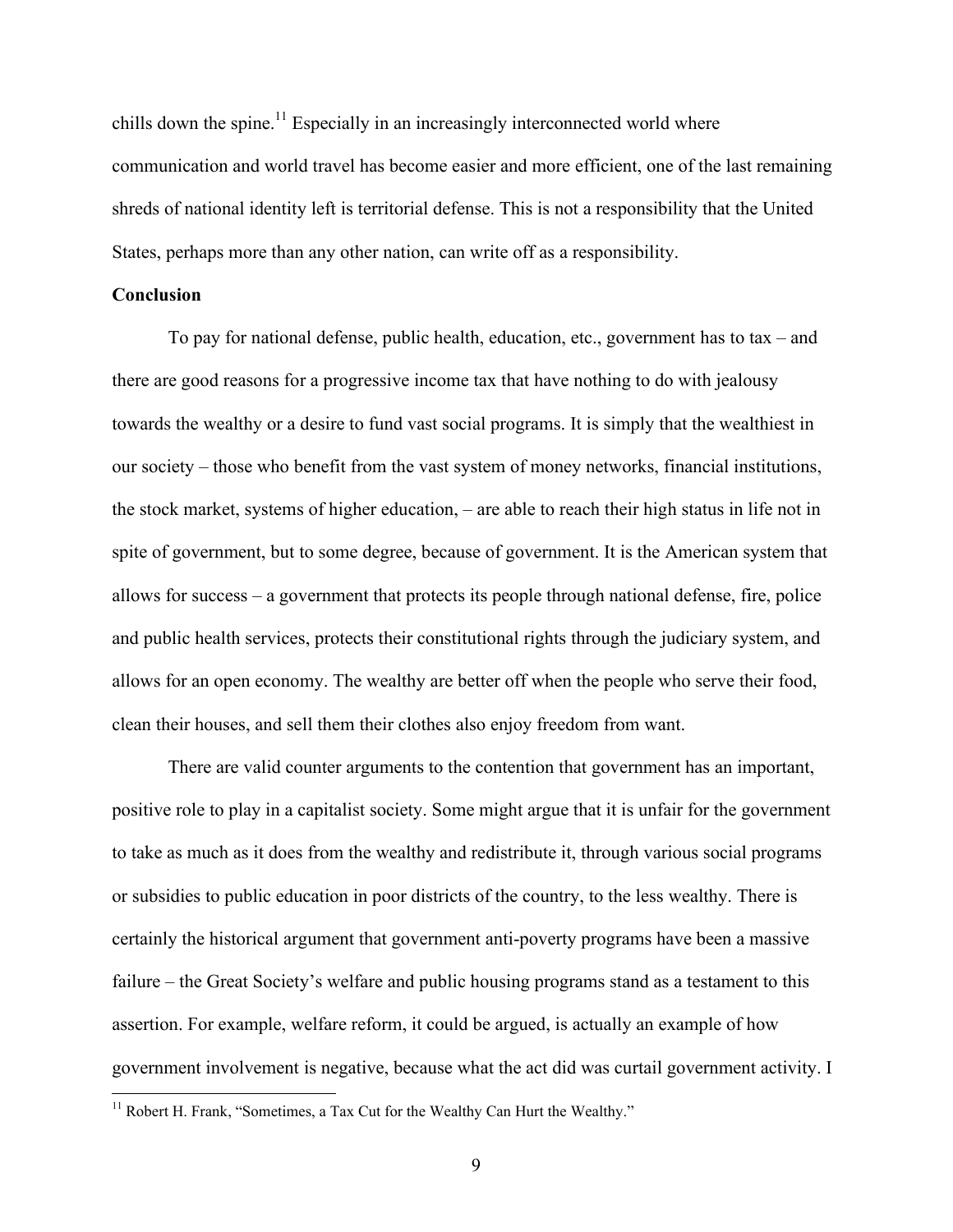chills down the spine.[11] Especially in an increasingly interconnected world where communication and world travel has become easier and more efficient, one of the last remaining shreds of national identity left is territorial defense. This is not a responsibility that the United States, perhaps more than any other nation, can write off as a responsibility.

**Conclusion**

To pay for national defense, public health, education, etc., government has to tax – and there are good reasons for a progressive income tax that have nothing to do with jealousy towards the wealthy or a desire to fund vast social programs. It is simply that the wealthiest in our society – those who benefit from the vast system of money networks, financial institutions, the stock market, systems of higher education, – are able to reach their high status in life not in spite of government, but to some degree, because of government. It is the American system that allows for success – a government that protects its people through national defense, fire, police and public health services, protects their constitutional rights through the judiciary system, and allows for an open economy. The wealthy are better off when the people who serve their food, clean their houses, and sell them their clothes also enjoy freedom from want.

There are valid counter arguments to the contention that government has an important, positive role to play in a capitalist society. Some might argue that it is unfair for the government to take as much as it does from the wealthy and redistribute it, through various social programs or subsidies to public education in poor districts of the country, to the less wealthy. There is certainly the historical argument that government anti-poverty programs have been a massive failure – the Great Society's welfare and public housing programs stand as a testament to this assertion. For example, welfare reform, it could be argued, is actually an example of how government involvement is negative, because what the act did was curtail government activity. I

[11] Robert H. Frank, "Sometimes, a Tax Cut for the Wealthy Can Hurt the Wealthy."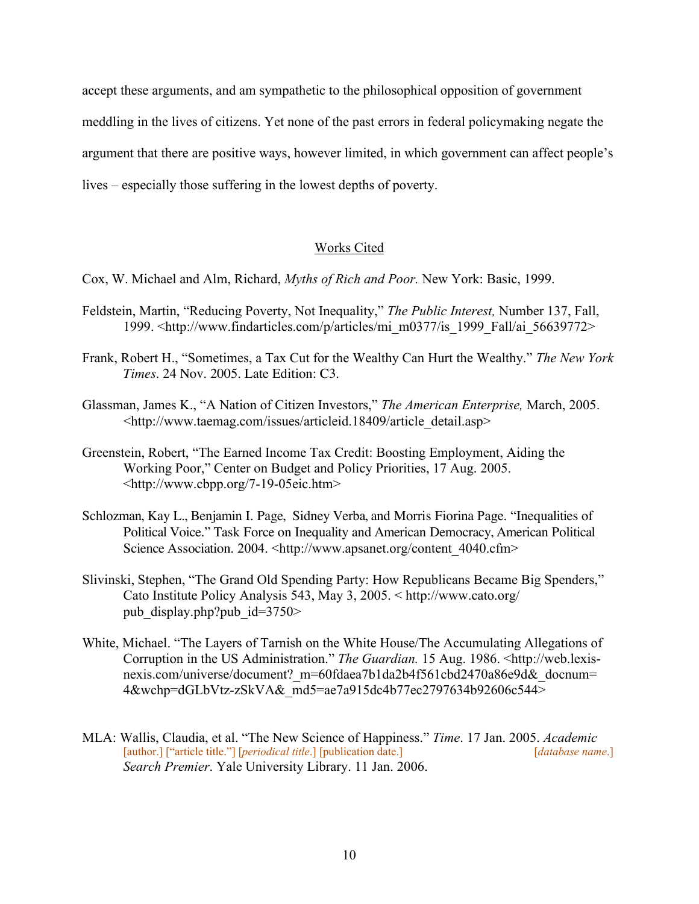accept these arguments, and am sympathetic to the philosophical opposition of government meddling in the lives of citizens. Yet none of the past errors in federal policymaking negate the argument that there are positive ways, however limited, in which government can affect people's lives – especially those suffering in the lowest depths of poverty.

## Works Cited

Cox, W. Michael and Alm, Richard, *Myths of Rich and Poor.* New York: Basic, 1999.

Feldstein, Martin, "Reducing Poverty, Not Inequality," *The Public Interest,* Number 137, Fall, 1999. <http://www.findarticles.com/p/articles/mi_m0377/is_1999_Fall/ai_56639772>

Frank, Robert H., "Sometimes, a Tax Cut for the Wealthy Can Hurt the Wealthy." *The New York Times*. 24 Nov. 2005. Late Edition: C3.

Glassman, James K., "A Nation of Citizen Investors," *The American Enterprise,* March, 2005. <http://www.taemag.com/issues/articleid.18409/article_detail.asp>

Greenstein, Robert, "The Earned Income Tax Credit: Boosting Employment, Aiding the Working Poor," Center on Budget and Policy Priorities, 17 Aug. 2005. <http://www.cbpp.org/7-19-05eic.htm>

Schlozman, Kay L., Benjamin I. Page, Sidney Verba, and Morris Fiorina Page. "Inequalities of Political Voice." Task Force on Inequality and American Democracy, American Political Science Association. 2004. <http://www.apsanet.org/content_4040.cfm>

Slivinski, Stephen, "The Grand Old Spending Party: How Republicans Became Big Spenders," Cato Institute Policy Analysis 543, May 3, 2005. < http://www.cato.org/pub_display.php?pub_id=3750>

White, Michael. "The Layers of Tarnish on the White House/The Accumulating Allegations of Corruption in the US Administration." *The Guardian.* 15 Aug. 1986. <http://web.lexis-nexis.com/universe/document?_m=60fdaea7b1da2b4f561cbd2470a86e9d&_docnum=4&wchp=dGLbVtz-zSkVA&_md5=ae7a915dc4b77ec2797634b92606c544>

MLA: Wallis, Claudia, et al. "The New Science of Happiness." *Time*. 17 Jan. 2005. *Academic Search Premier*. Yale University Library. 11 Jan. 2006.
[author.] ["article title."] [*periodical title*.] [publication date.] [*database name*.]